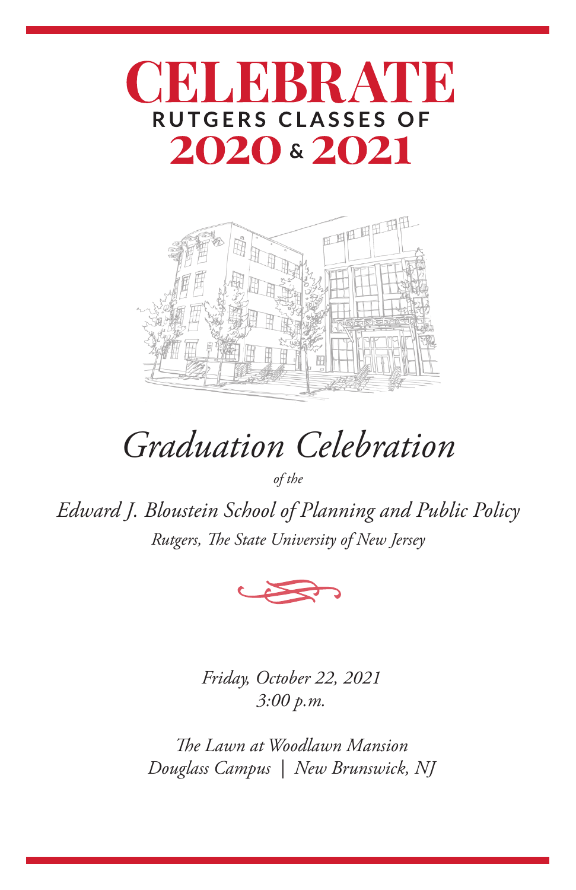# CELEBRATE

## RUTGERS CLASSES OF

## 2020 & 2021

# *Graduation Celebration*

*of the*

*Edward J. Bloustein School of Planning and Public Policy*

*Rutgers, The State University of New Jersey*

*Friday, October 22, 2021*
*3:00 p.m.*

*The Lawn at Woodlawn Mansion*
*Douglass Campus | New Brunswick, NJ*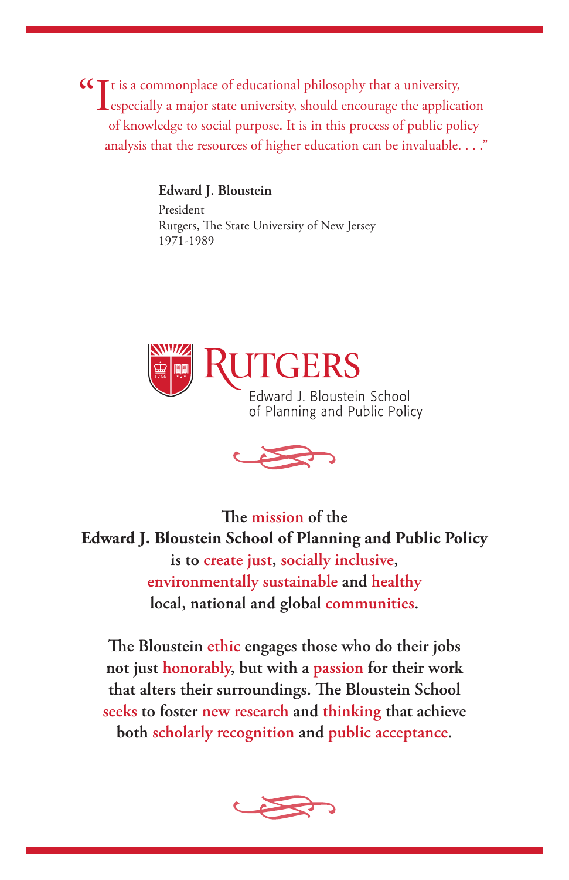"It is a commonplace of educational philosophy that a university, especially a major state university, should encourage the application of knowledge to social purpose. It is in this process of public policy analysis that the resources of higher education can be invaluable. . . ."

**Edward J. Bloustein**
President
Rutgers, The State University of New Jersey
1971-1989

RUTGERS
Edward J. Bloustein School of Planning and Public Policy

**The mission of the Edward J. Bloustein School of Planning and Public Policy is to create just, socially inclusive, environmentally sustainable and healthy local, national and global communities.**

**The Bloustein ethic engages those who do their jobs not just honorably, but with a passion for their work that alters their surroundings. The Bloustein School seeks to foster new research and thinking that achieve both scholarly recognition and public acceptance.**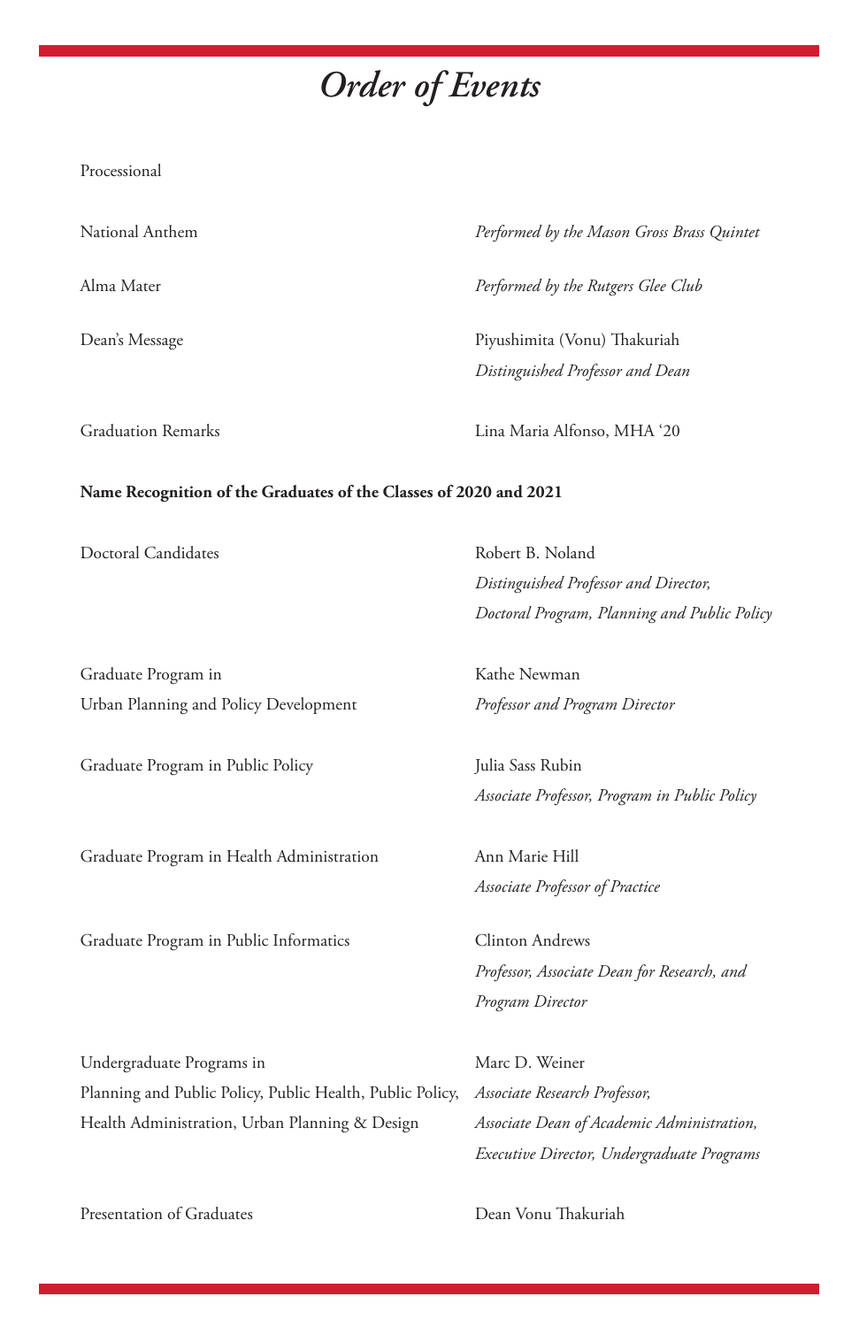# *Order of Events*

Processional

National Anthem — *Performed by the Mason Gross Brass Quintet*

Alma Mater — *Performed by the Rutgers Glee Club*

Dean's Message — Piyushimita (Vonu) Thakuriah
*Distinguished Professor and Dean*

Graduation Remarks — Lina Maria Alfonso, MHA '20

**Name Recognition of the Graduates of the Classes of 2020 and 2021**

Doctoral Candidates — Robert B. Noland
*Distinguished Professor and Director,*
*Doctoral Program, Planning and Public Policy*

Graduate Program in Urban Planning and Policy Development — Kathe Newman
*Professor and Program Director*

Graduate Program in Public Policy — Julia Sass Rubin
*Associate Professor, Program in Public Policy*

Graduate Program in Health Administration — Ann Marie Hill
*Associate Professor of Practice*

Graduate Program in Public Informatics — Clinton Andrews
*Professor, Associate Dean for Research, and Program Director*

Undergraduate Programs in Planning and Public Policy, Public Health, Public Policy, Health Administration, Urban Planning & Design — Marc D. Weiner
*Associate Research Professor,*
*Associate Dean of Academic Administration,*
*Executive Director, Undergraduate Programs*

Presentation of Graduates — Dean Vonu Thakuriah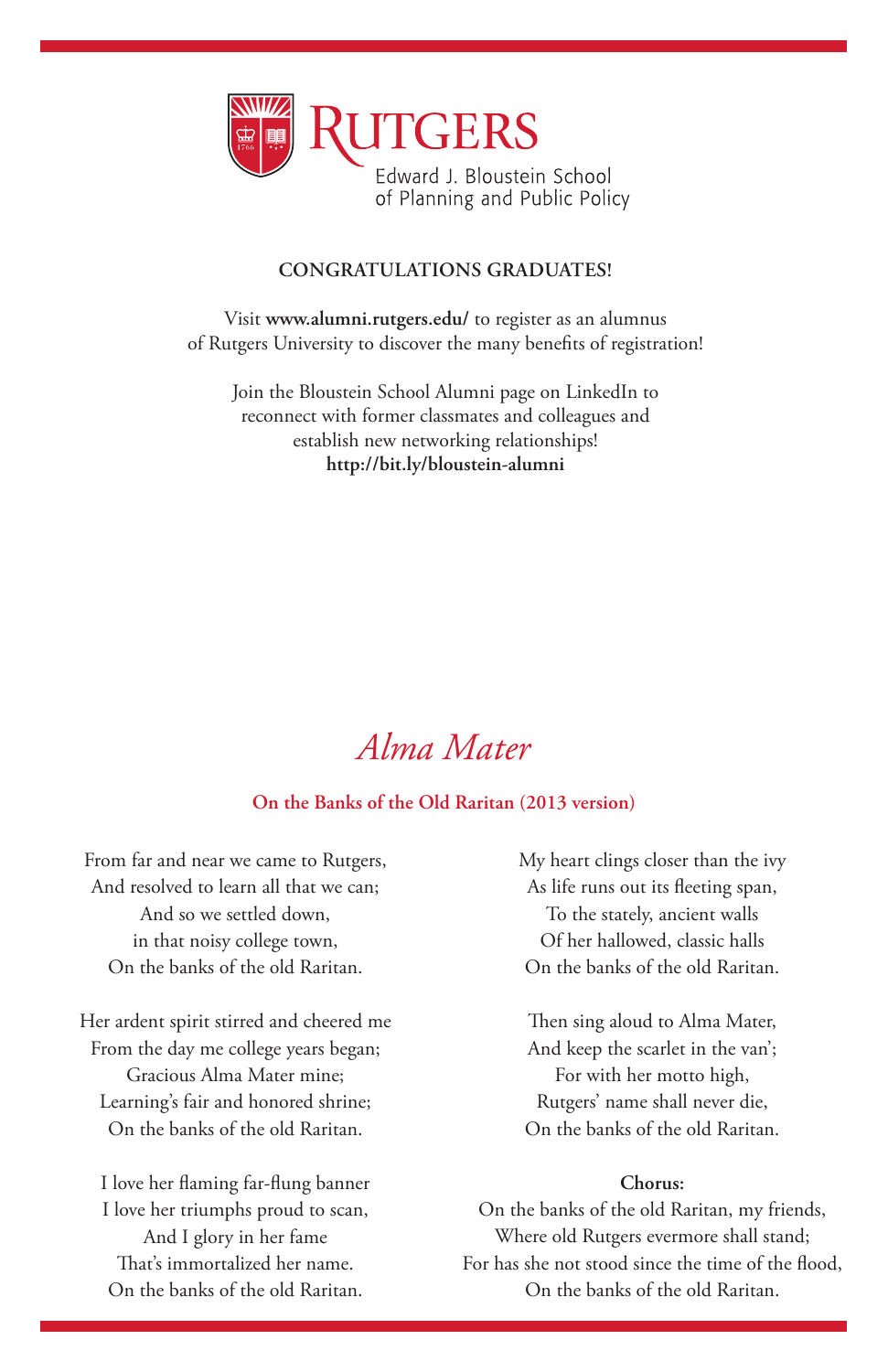# Rutgers

Edward J. Bloustein School of Planning and Public Policy

**CONGRATULATIONS GRADUATES!**

Visit **www.alumni.rutgers.edu/** to register as an alumnus of Rutgers University to discover the many benefits of registration!

Join the Bloustein School Alumni page on LinkedIn to reconnect with former classmates and colleagues and establish new networking relationships!
**http://bit.ly/bloustein-alumni**

## *Alma Mater*

**On the Banks of the Old Raritan (2013 version)**

From far and near we came to Rutgers,
And resolved to learn all that we can;
And so we settled down,
in that noisy college town,
On the banks of the old Raritan.

Her ardent spirit stirred and cheered me
From the day me college years began;
Gracious Alma Mater mine;
Learning's fair and honored shrine;
On the banks of the old Raritan.

I love her flaming far-flung banner
I love her triumphs proud to scan,
And I glory in her fame
That's immortalized her name.
On the banks of the old Raritan.

My heart clings closer than the ivy
As life runs out its fleeting span,
To the stately, ancient walls
Of her hallowed, classic halls
On the banks of the old Raritan.

Then sing aloud to Alma Mater,
And keep the scarlet in the van';
For with her motto high,
Rutgers' name shall never die,
On the banks of the old Raritan.

**Chorus:**
On the banks of the old Raritan, my friends,
Where old Rutgers evermore shall stand;
For has she not stood since the time of the flood,
On the banks of the old Raritan.